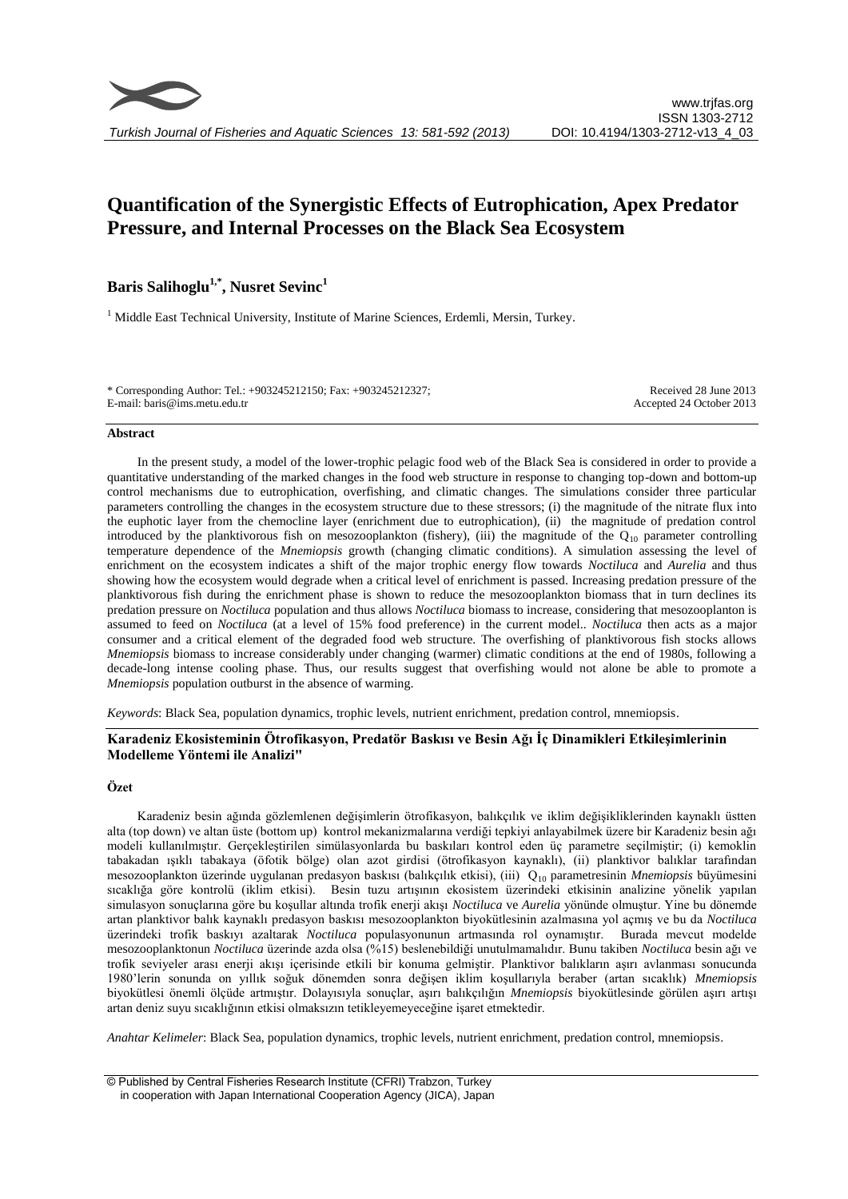# Quantification of the Synergistic Effects of Eutrophication, Apex Predator Pressure, and Internal Processes on the Black Sea Ecosystem

**Baris Salihoglu[1,*], Nusret Sevinc[1]**

[1] Middle East Technical University, Institute of Marine Sciences, Erdemli, Mersin, Turkey.

\* Corresponding Author: Tel.: +903245212150; Fax: +903245212327;
E-mail: baris@ims.metu.edu.tr

Received 28 June 2013
Accepted 24 October 2013

## Abstract

In the present study, a model of the lower-trophic pelagic food web of the Black Sea is considered in order to provide a quantitative understanding of the marked changes in the food web structure in response to changing top-down and bottom-up control mechanisms due to eutrophication, overfishing, and climatic changes. The simulations consider three particular parameters controlling the changes in the ecosystem structure due to these stressors; (i) the magnitude of the nitrate flux into the euphotic layer from the chemocline layer (enrichment due to eutrophication), (ii) the magnitude of predation control introduced by the planktivorous fish on mesozooplankton (fishery), (iii) the magnitude of the $Q_{10}$ parameter controlling temperature dependence of the *Mnemiopsis* growth (changing climatic conditions). A simulation assessing the level of enrichment on the ecosystem indicates a shift of the major trophic energy flow towards *Noctiluca* and *Aurelia* and thus showing how the ecosystem would degrade when a critical level of enrichment is passed. Increasing predation pressure of the planktivorous fish during the enrichment phase is shown to reduce the mesozooplankton biomass that in turn declines its predation pressure on *Noctiluca* population and thus allows *Noctiluca* biomass to increase, considering that mesozooplanton is assumed to feed on *Noctiluca* (at a level of 15% food preference) in the current model.. *Noctiluca* then acts as a major consumer and a critical element of the degraded food web structure. The overfishing of planktivorous fish stocks allows *Mnemiopsis* biomass to increase considerably under changing (warmer) climatic conditions at the end of 1980s, following a decade-long intense cooling phase. Thus, our results suggest that overfishing would not alone be able to promote a *Mnemiopsis* population outburst in the absence of warming.

*Keywords*: Black Sea, population dynamics, trophic levels, nutrient enrichment, predation control, mnemiopsis.

## Karadeniz Ekosisteminin Ötrofikasyon, Predatör Baskısı ve Besin Ağı İç Dinamikleri Etkileşimlerinin Modelleme Yöntemi ile Analizi"

### Özet

Karadeniz besin ağında gözlemlenen değişimlerin ötrofikasyon, balıkçılık ve iklim değişikliklerinden kaynaklı üstten alta (top down) ve altan üste (bottom up) kontrol mekanizmalarına verdiği tepkiyi anlayabilmek üzere bir Karadeniz besin ağı modeli kullanılmıştır. Gerçekleştirilen simülasyonlarda bu baskıları kontrol eden üç parametre seçilmiştir; (i) kemoklin tabakadan ışıklı tabakaya (öfotik bölge) olan azot girdisi (ötrofikasyon kaynaklı), (ii) planktivor balıklar tarafından mesozooplankton üzerinde uygulanan predasyon baskısı (balıkçılık etkisi), (iii) $Q_{10}$ parametresinin *Mnemiopsis* büyümesini sıcaklığa göre kontrolü (iklim etkisi). Besin tuzu artışının ekosistem üzerindeki etkisinin analizine yönelik yapılan simulasyon sonuçlarına göre bu koşullar altında trofik enerji akışı *Noctiluca* ve *Aurelia* yönünde olmuştur. Yine bu dönemde artan planktivor balık kaynaklı predasyon baskısı mesozooplankton biyokütlesinin azalmasına yol açmış ve bu da *Noctiluca* üzerindeki trofik baskıyı azaltarak *Noctiluca* populasyonunun artmasında rol oynamıştır. Burada mevcut modelde mesozooplanktonun *Noctiluca* üzerinde azda olsa (%15) beslenebildiği unutulmamalıdır. Bunu takiben *Noctiluca* besin ağı ve trofik seviyeler arası enerji akışı içerisinde etkili bir konuma gelmiştir. Planktivor balıkların aşırı avlanması sonucunda 1980'lerin sonunda on yıllık soğuk dönemden sonra değişen iklim koşullarıyla beraber (artan sıcaklık) *Mnemiopsis* biyokütlesi önemli ölçüde artmıştır. Dolayısıyla sonuçlar, aşırı balıkçılığın *Mnemiopsis* biyokütlesinde görülen aşırı artışı artan deniz suyu sıcaklığının etkisi olmaksızın tetikleyemeyeceğine işaret etmektedir.

*Anahtar Kelimeler*: Black Sea, population dynamics, trophic levels, nutrient enrichment, predation control, mnemiopsis.

© Published by Central Fisheries Research Institute (CFRI) Trabzon, Turkey in cooperation with Japan International Cooperation Agency (JICA), Japan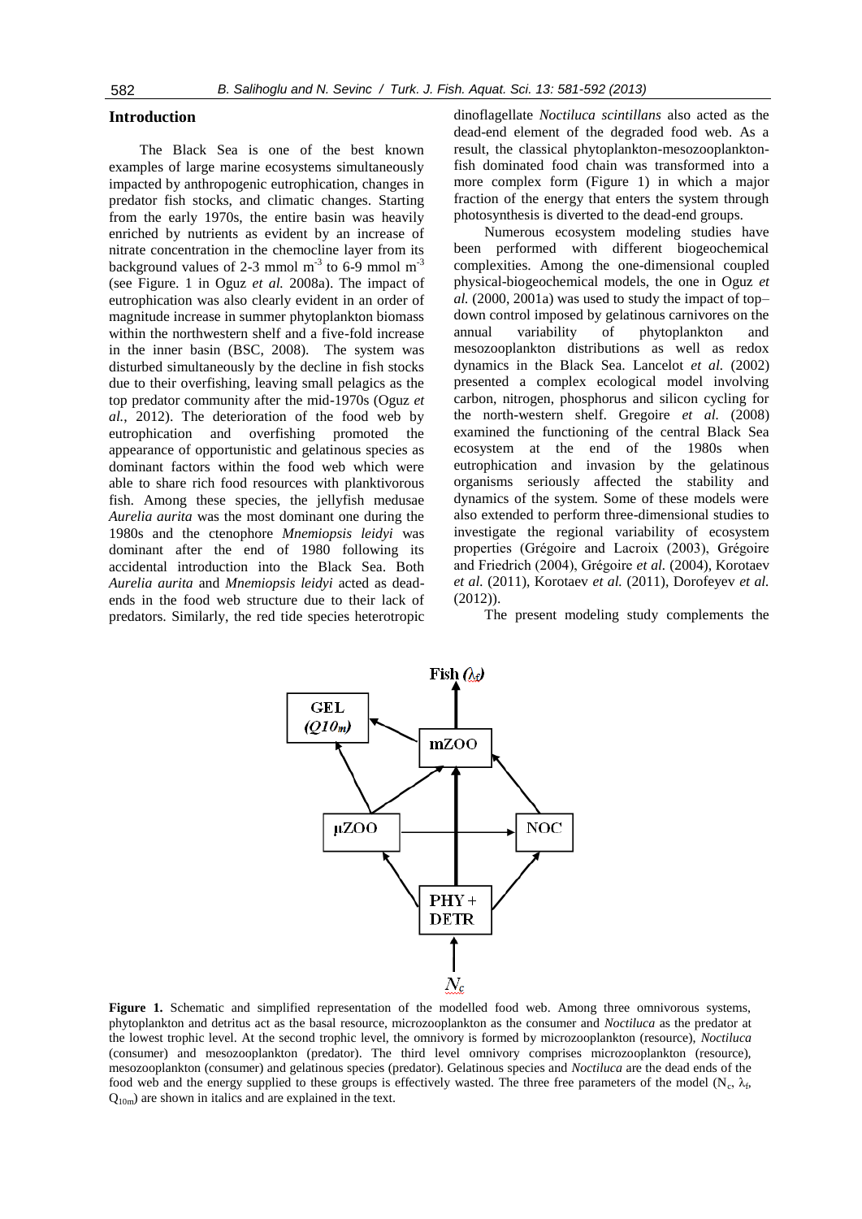## Introduction

The Black Sea is one of the best known examples of large marine ecosystems simultaneously impacted by anthropogenic eutrophication, changes in predator fish stocks, and climatic changes. Starting from the early 1970s, the entire basin was heavily enriched by nutrients as evident by an increase of nitrate concentration in the chemocline layer from its background values of 2-3 mmol $m^{-3}$ to 6-9 mmol $m^{-3}$ (see Figure. 1 in Oguz *et al.* 2008a). The impact of eutrophication was also clearly evident in an order of magnitude increase in summer phytoplankton biomass within the northwestern shelf and a five-fold increase in the inner basin (BSC, 2008). The system was disturbed simultaneously by the decline in fish stocks due to their overfishing, leaving small pelagics as the top predator community after the mid-1970s (Oguz *et al.*, 2012). The deterioration of the food web by eutrophication and overfishing promoted the appearance of opportunistic and gelatinous species as dominant factors within the food web which were able to share rich food resources with planktivorous fish. Among these species, the jellyfish medusae *Aurelia aurita* was the most dominant one during the 1980s and the ctenophore *Mnemiopsis leidyi* was dominant after the end of 1980 following its accidental introduction into the Black Sea. Both *Aurelia aurita* and *Mnemiopsis leidyi* acted as dead-ends in the food web structure due to their lack of predators. Similarly, the red tide species heterotropic dinoflagellate *Noctiluca scintillans* also acted as the dead-end element of the degraded food web. As a result, the classical phytoplankton-mesozooplankton-fish dominated food chain was transformed into a more complex form (Figure 1) in which a major fraction of the energy that enters the system through photosynthesis is diverted to the dead-end groups.

Numerous ecosystem modeling studies have been performed with different biogeochemical complexities. Among the one-dimensional coupled physical-biogeochemical models, the one in Oguz *et al.* (2000, 2001a) was used to study the impact of top–down control imposed by gelatinous carnivores on the annual variability of phytoplankton and mesozooplankton distributions as well as redox dynamics in the Black Sea. Lancelot *et al.* (2002) presented a complex ecological model involving carbon, nitrogen, phosphorus and silicon cycling for the north-western shelf. Gregoire *et al.* (2008) examined the functioning of the central Black Sea ecosystem at the end of the 1980s when eutrophication and invasion by the gelatinous organisms seriously affected the stability and dynamics of the system. Some of these models were also extended to perform three-dimensional studies to investigate the regional variability of ecosystem properties (Grégoire and Lacroix (2003), Grégoire and Friedrich (2004), Grégoire *et al.* (2004), Korotaev *et al.* (2011), Korotaev *et al.* (2011), Dorofeyev *et al.* (2012)).

The present modeling study complements the

**Figure 1.** Schematic and simplified representation of the modelled food web. Among three omnivorous systems, phytoplankton and detritus act as the basal resource, microzooplankton as the consumer and *Noctiluca* as the predator at the lowest trophic level. At the second trophic level, the omnivory is formed by microzooplankton (resource), *Noctiluca* (consumer) and mesozooplankton (predator). The third level omnivory comprises microzooplankton (resource), mesozooplankton (consumer) and gelatinous species (predator). Gelatinous species and *Noctiluca* are the dead ends of the food web and the energy supplied to these groups is effectively wasted. The three free parameters of the model ($N_c$, $\lambda_f$, $Q_{10m}$) are shown in italics and are explained in the text.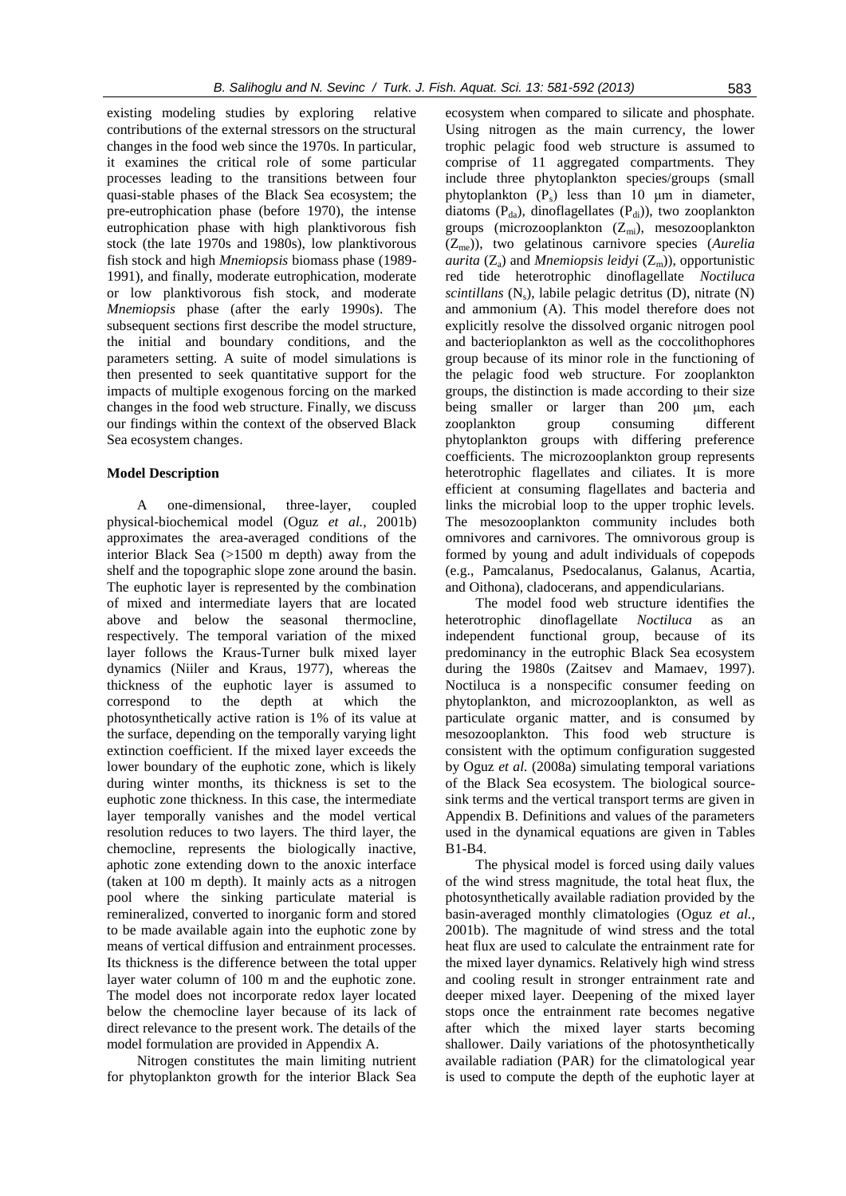existing modeling studies by exploring relative contributions of the external stressors on the structural changes in the food web since the 1970s. In particular, it examines the critical role of some particular processes leading to the transitions between four quasi-stable phases of the Black Sea ecosystem; the pre-eutrophication phase (before 1970), the intense eutrophication phase with high planktivorous fish stock (the late 1970s and 1980s), low planktivorous fish stock and high *Mnemiopsis* biomass phase (1989-1991), and finally, moderate eutrophication, moderate or low planktivorous fish stock, and moderate *Mnemiopsis* phase (after the early 1990s). The subsequent sections first describe the model structure, the initial and boundary conditions, and the parameters setting. A suite of model simulations is then presented to seek quantitative support for the impacts of multiple exogenous forcing on the marked changes in the food web structure. Finally, we discuss our findings within the context of the observed Black Sea ecosystem changes.

## Model Description

A one-dimensional, three-layer, coupled physical-biochemical model (Oguz *et al.,* 2001b) approximates the area-averaged conditions of the interior Black Sea (>1500 m depth) away from the shelf and the topographic slope zone around the basin. The euphotic layer is represented by the combination of mixed and intermediate layers that are located above and below the seasonal thermocline, respectively. The temporal variation of the mixed layer follows the Kraus-Turner bulk mixed layer dynamics (Niiler and Kraus, 1977), whereas the thickness of the euphotic layer is assumed to correspond to the depth at which the photosynthetically active ration is 1% of its value at the surface, depending on the temporally varying light extinction coefficient. If the mixed layer exceeds the lower boundary of the euphotic zone, which is likely during winter months, its thickness is set to the euphotic zone thickness. In this case, the intermediate layer temporally vanishes and the model vertical resolution reduces to two layers. The third layer, the chemocline, represents the biologically inactive, aphotic zone extending down to the anoxic interface (taken at 100 m depth). It mainly acts as a nitrogen pool where the sinking particulate material is remineralized, converted to inorganic form and stored to be made available again into the euphotic zone by means of vertical diffusion and entrainment processes. Its thickness is the difference between the total upper layer water column of 100 m and the euphotic zone. The model does not incorporate redox layer located below the chemocline layer because of its lack of direct relevance to the present work. The details of the model formulation are provided in Appendix A.

Nitrogen constitutes the main limiting nutrient for phytoplankton growth for the interior Black Sea ecosystem when compared to silicate and phosphate. Using nitrogen as the main currency, the lower trophic pelagic food web structure is assumed to comprise of 11 aggregated compartments. They include three phytoplankton species/groups (small phytoplankton ($P_s$) less than 10 μm in diameter, diatoms ($P_{da}$), dinoflagellates ($P_{di}$)), two zooplankton groups (microzooplankton ($Z_{mi}$), mesozooplankton ($Z_{me}$)), two gelatinous carnivore species (*Aurelia aurita* ($Z_a$) and *Mnemiopsis leidyi* ($Z_m$)), opportunistic red tide heterotrophic dinoflagellate *Noctiluca scintillans* ($N_s$), labile pelagic detritus (D), nitrate (N) and ammonium (A). This model therefore does not explicitly resolve the dissolved organic nitrogen pool and bacterioplankton as well as the coccolithophores group because of its minor role in the functioning of the pelagic food web structure. For zooplankton groups, the distinction is made according to their size being smaller or larger than 200 μm, each zooplankton group consuming different phytoplankton groups with differing preference coefficients. The microzooplankton group represents heterotrophic flagellates and ciliates. It is more efficient at consuming flagellates and bacteria and links the microbial loop to the upper trophic levels. The mesozooplankton community includes both omnivores and carnivores. The omnivorous group is formed by young and adult individuals of copepods (e.g., Pamcalanus, Psedocalanus, Galanus, Acartia, and Oithona), cladocerans, and appendicularians.

The model food web structure identifies the heterotrophic dinoflagellate *Noctiluca* as an independent functional group, because of its predominancy in the eutrophic Black Sea ecosystem during the 1980s (Zaitsev and Mamaev, 1997). Noctiluca is a nonspecific consumer feeding on phytoplankton, and microzooplankton, as well as particulate organic matter, and is consumed by mesozooplankton. This food web structure is consistent with the optimum configuration suggested by Oguz *et al.* (2008a) simulating temporal variations of the Black Sea ecosystem. The biological source-sink terms and the vertical transport terms are given in Appendix B. Definitions and values of the parameters used in the dynamical equations are given in Tables B1-B4.

The physical model is forced using daily values of the wind stress magnitude, the total heat flux, the photosynthetically available radiation provided by the basin-averaged monthly climatologies (Oguz *et al.,* 2001b). The magnitude of wind stress and the total heat flux are used to calculate the entrainment rate for the mixed layer dynamics. Relatively high wind stress and cooling result in stronger entrainment rate and deeper mixed layer. Deepening of the mixed layer stops once the entrainment rate becomes negative after which the mixed layer starts becoming shallower. Daily variations of the photosynthetically available radiation (PAR) for the climatological year is used to compute the depth of the euphotic layer at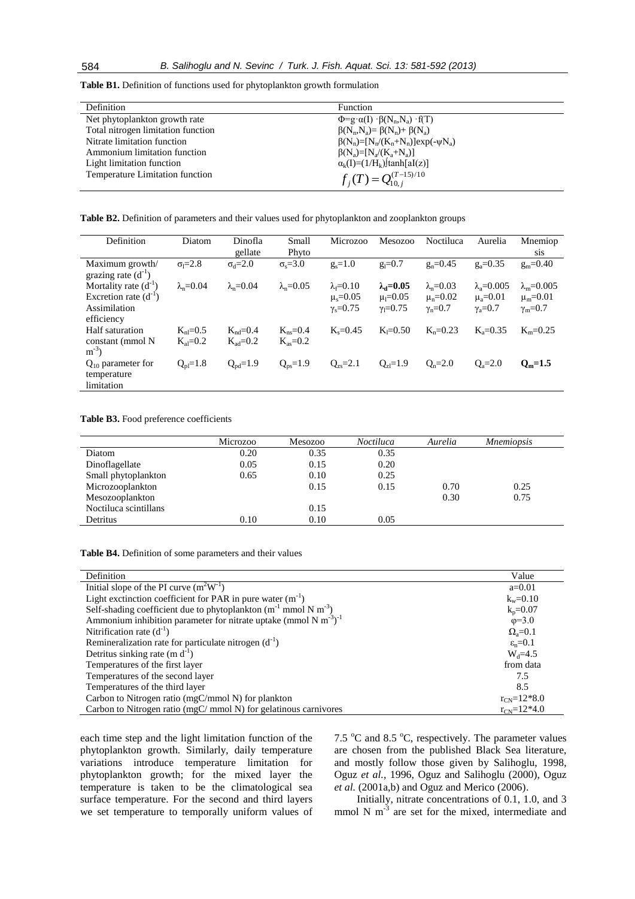**Table B1.** Definition of functions used for phytoplankton growth formulation

| Definition | Function |
|---|---|
| Net phytoplankton growth rate | $\Phi = g \cdot \alpha(I) \cdot \beta(N_n, N_a) \cdot f(T)$ |
| Total nitrogen limitation function | $\beta(N_n, N_a) = \beta(N_n) + \beta(N_a)$ |
| Nitrate limitation function | $\beta(N_n) = [N_n/(K_n+N_n)]\exp(-\psi N_a)$ |
| Ammonium limitation function | $\beta(N_a) = [N_a/(K_a+N_a)]$ |
| Light limitation function | $\alpha_k(I) = (1/H_k)\int \tanh[aI(z)]$ |
| Temperature Limitation function | $f_j(T) = Q_{10,j}^{(T-15)/10}$ |

**Table B2.** Definition of parameters and their values used for phytoplankton and zooplankton groups

| Definition | Diatom | Dinoflagellate | Small Phyto | Microzoo | Mesozoo | Noctiluca | Aurelia | Mnemiopsis |
|---|---|---|---|---|---|---|---|---|
| Maximum growth/ grazing rate ($d^{-1}$) | $\sigma_l$=2.8 | $\sigma_d$=2.0 | $\sigma_s$=3.0 | $g_s$=1.0 | $g_l$=0.7 | $g_n$=0.45 | $g_a$=0.35 | $g_m$=0.40 |
| Mortality rate ($d^{-1}$) | $\lambda_n$=0.04 | $\lambda_n$=0.04 | $\lambda_n$=0.05 | $\lambda_l$=0.10 | **$\lambda_d$=0.05** | $\lambda_n$=0.03 | $\lambda_a$=0.005 | $\lambda_m$=0.005 |
| Excretion rate ($d^{-1}$) | | | | $\mu_s$=0.05 | $\mu_l$=0.05 | $\mu_n$=0.02 | $\mu_a$=0.01 | $\mu_m$=0.01 |
| Assimilation efficiency | | | | $\gamma_s$=0.75 | $\gamma_l$=0.75 | $\gamma_n$=0.7 | $\gamma_a$=0.7 | $\gamma_m$=0.7 |
| Half saturation constant (mmol N $m^{-3}$) | $K_{nl}$=0.5<br>$K_{al}$=0.2 | $K_{nd}$=0.4<br>$K_{ad}$=0.2 | $K_{ns}$=0.4<br>$K_{as}$=0.2 | $K_s$=0.45 | $K_l$=0.50 | $K_n$=0.23 | $K_a$=0.35 | $K_m$=0.25 |
| $Q_{10}$ parameter for temperature limitation | $Q_{pl}$=1.8 | $Q_{pd}$=1.9 | $Q_{ps}$=1.9 | $Q_{zs}$=2.1 | $Q_{zl}$=1.9 | $Q_n$=2.0 | $Q_a$=2.0 | **$Q_m$=1.5** |

**Table B3.** Food preference coefficients

| | Microzoo | Mesozoo | *Noctiluca* | *Aurelia* | *Mnemiopsis* |
|---|---|---|---|---|---|
| Diatom | 0.20 | 0.35 | 0.35 | | |
| Dinoflagellate | 0.05 | 0.15 | 0.20 | | |
| Small phytoplankton | 0.65 | 0.10 | 0.25 | | |
| Microzooplankton | | 0.15 | 0.15 | 0.70 | 0.25 |
| Mesozooplankton | | | | 0.30 | 0.75 |
| Noctiluca scintillans | | 0.15 | | | |
| Detritus | 0.10 | 0.10 | 0.05 | | |

**Table B4.** Definition of some parameters and their values

| Definition | Value |
|---|---|
| Initial slope of the PI curve ($m^2W^{-1}$) | $a$=0.01 |
| Light exctinction coefficient for PAR in pure water ($m^{-1}$) | $k_w$=0.10 |
| Self-shading coefficient due to phytoplankton ($m^{-1}$ mmol N $m^{-3}$) | $k_p$=0.07 |
| Ammonium inhibition parameter for nitrate uptake (mmol N $m^{-3})^{-1}$ | $\varphi$=3.0 |
| Nitrification rate ($d^{-1}$) | $\Omega_a$=0.1 |
| Remineralization rate for particulate nitrogen ($d^{-1}$) | $\varepsilon_n$=0.1 |
| Detritus sinking rate (m $d^{-1}$) | $W_d$=4.5 |
| Temperatures of the first layer | from data |
| Temperatures of the second layer | 7.5 |
| Temperatures of the third layer | 8.5 |
| Carbon to Nitrogen ratio (mgC/mmol N) for plankton | $r_{CN}$=12*8.0 |
| Carbon to Nitrogen ratio (mgC/ mmol N) for gelatinous carnivores | $r_{CN}$=12*4.0 |

each time step and the light limitation function of the phytoplankton growth. Similarly, daily temperature variations introduce temperature limitation for phytoplankton growth; for the mixed layer the temperature is taken to be the climatological sea surface temperature. For the second and third layers we set temperature to temporally uniform values of 7.5 °C and 8.5 °C, respectively. The parameter values are chosen from the published Black Sea literature, and mostly follow those given by Salihoglu, 1998, Oguz *et al.*, 1996, Oguz and Salihoglu (2000), Oguz *et al.* (2001a,b) and Oguz and Merico (2006).

Initially, nitrate concentrations of 0.1, 1.0, and 3 mmol N $m^{-3}$ are set for the mixed, intermediate and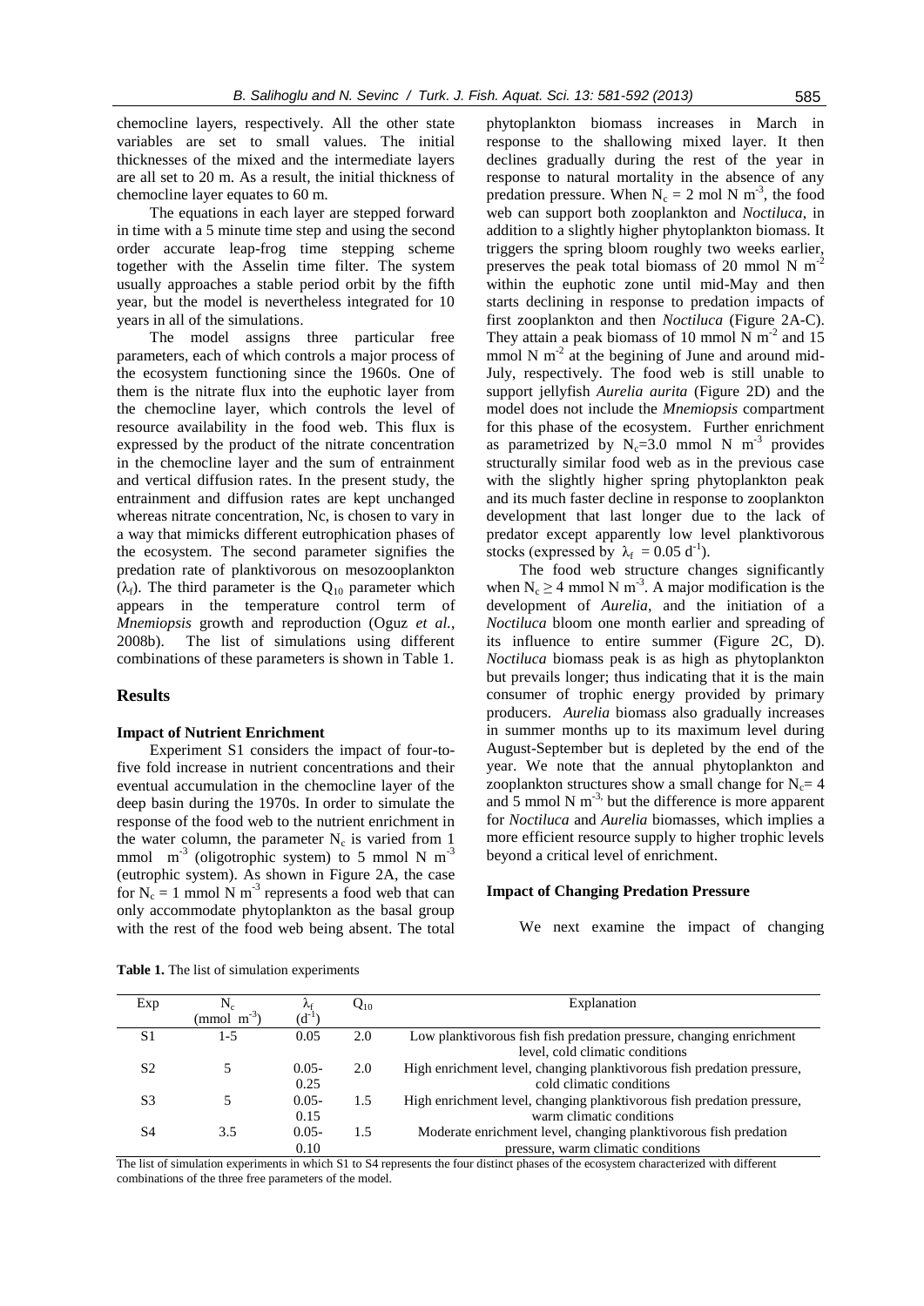chemocline layers, respectively. All the other state variables are set to small values. The initial thicknesses of the mixed and the intermediate layers are all set to 20 m. As a result, the initial thickness of chemocline layer equates to 60 m.

The equations in each layer are stepped forward in time with a 5 minute time step and using the second order accurate leap-frog time stepping scheme together with the Asselin time filter. The system usually approaches a stable period orbit by the fifth year, but the model is nevertheless integrated for 10 years in all of the simulations.

The model assigns three particular free parameters, each of which controls a major process of the ecosystem functioning since the 1960s. One of them is the nitrate flux into the euphotic layer from the chemocline layer, which controls the level of resource availability in the food web. This flux is expressed by the product of the nitrate concentration in the chemocline layer and the sum of entrainment and vertical diffusion rates. In the present study, the entrainment and diffusion rates are kept unchanged whereas nitrate concentration, Nc, is chosen to vary in a way that mimicks different eutrophication phases of the ecosystem. The second parameter signifies the predation rate of planktivorous on mesozooplankton ($\lambda_f$). The third parameter is the $Q_{10}$ parameter which appears in the temperature control term of *Mnemiopsis* growth and reproduction (Oguz *et al.*, 2008b). The list of simulations using different combinations of these parameters is shown in Table 1.

## Results

### Impact of Nutrient Enrichment

Experiment S1 considers the impact of four-to-five fold increase in nutrient concentrations and their eventual accumulation in the chemocline layer of the deep basin during the 1970s. In order to simulate the response of the food web to the nutrient enrichment in the water column, the parameter $N_c$ is varied from 1 mmol $m^{-3}$ (oligotrophic system) to 5 mmol N $m^{-3}$ (eutrophic system). As shown in Figure 2A, the case for $N_c$ = 1 mmol N $m^{-3}$ represents a food web that can only accommodate phytoplankton as the basal group with the rest of the food web being absent. The total phytoplankton biomass increases in March in response to the shallowing mixed layer. It then declines gradually during the rest of the year in response to natural mortality in the absence of any predation pressure. When $N_c$ = 2 mol N $m^{-3}$, the food web can support both zooplankton and *Noctiluca*, in addition to a slightly higher phytoplankton biomass. It triggers the spring bloom roughly two weeks earlier, preserves the peak total biomass of 20 mmol N $m^{-2}$ within the euphotic zone until mid-May and then starts declining in response to predation impacts of first zooplankton and then *Noctiluca* (Figure 2A-C). They attain a peak biomass of 10 mmol N $m^{-2}$ and 15 mmol N $m^{-2}$ at the begining of June and around mid-July, respectively. The food web is still unable to support jellyfish *Aurelia aurita* (Figure 2D) and the model does not include the *Mnemiopsis* compartment for this phase of the ecosystem. Further enrichment as parametrized by $N_c$=3.0 mmol N $m^{-3}$ provides structurally similar food web as in the previous case with the slightly higher spring phytoplankton peak and its much faster decline in response to zooplankton development that last longer due to the lack of predator except apparently low level planktivorous stocks (expressed by $\lambda_f$ = 0.05 $d^{-1}$).

The food web structure changes significantly when $N_c \geq 4$ mmol N $m^{-3}$. A major modification is the development of *Aurelia*, and the initiation of a *Noctiluca* bloom one month earlier and spreading of its influence to entire summer (Figure 2C, D). *Noctiluca* biomass peak is as high as phytoplankton but prevails longer; thus indicating that it is the main consumer of trophic energy provided by primary producers. *Aurelia* biomass also gradually increases in summer months up to its maximum level during August-September but is depleted by the end of the year. We note that the annual phytoplankton and zooplankton structures show a small change for $N_c$= 4 and 5 mmol N $m^{-3,}$ but the difference is more apparent for *Noctiluca* and *Aurelia* biomasses, which implies a more efficient resource supply to higher trophic levels beyond a critical level of enrichment.

### Impact of Changing Predation Pressure

We next examine the impact of changing

**Table 1.** The list of simulation experiments

| Exp | $N_c$ (mmol $m^{-3}$) | $\lambda_f$ ($d^{-1}$) | $Q_{10}$ | Explanation |
|---|---|---|---|---|
| S1 | 1-5 | 0.05 | 2.0 | Low planktivorous fish fish predation pressure, changing enrichment level, cold climatic conditions |
| S2 | 5 | 0.05-0.25 | 2.0 | High enrichment level, changing planktivorous fish predation pressure, cold climatic conditions |
| S3 | 5 | 0.05-0.15 | 1.5 | High enrichment level, changing planktivorous fish predation pressure, warm climatic conditions |
| S4 | 3.5 | 0.05-0.10 | 1.5 | Moderate enrichment level, changing planktivorous fish predation pressure, warm climatic conditions |

The list of simulation experiments in which S1 to S4 represents the four distinct phases of the ecosystem characterized with different combinations of the three free parameters of the model.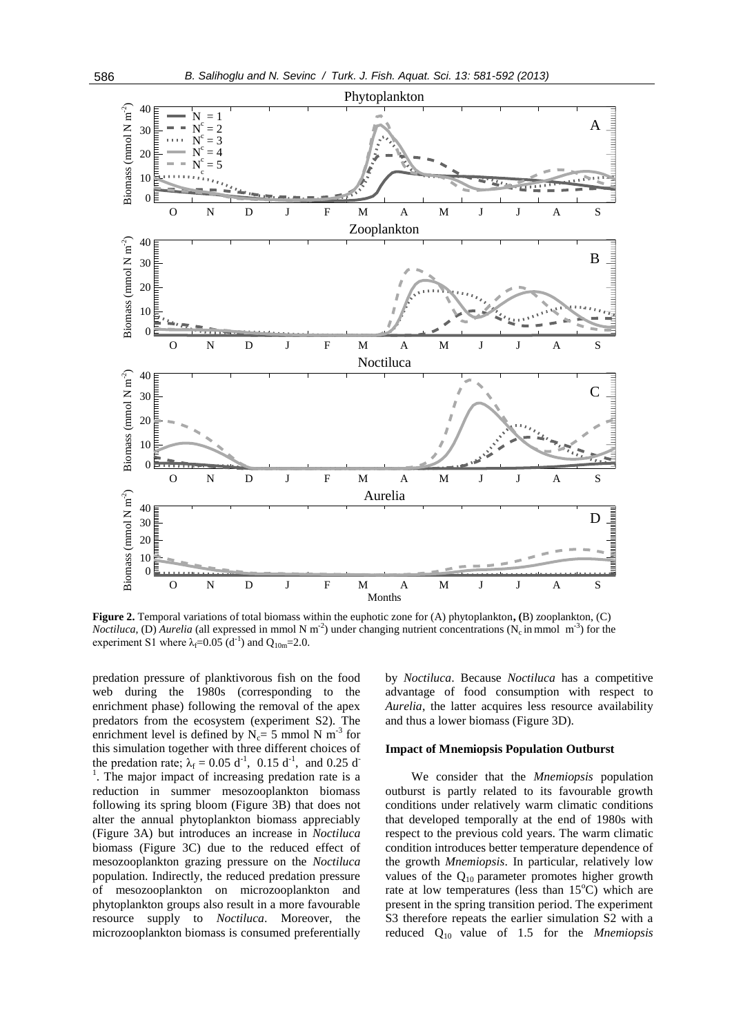**Figure 2.** Temporal variations of total biomass within the euphotic zone for (A) phytoplankton, (B) zooplankton, (C) *Noctiluca*, (D) *Aurelia* (all expressed in mmol N $m^{-2}$) under changing nutrient concentrations ($N_c$ in mmol $m^{-3}$) for the experiment S1 where $\lambda_f$=0.05 ($d^{-1}$) and $Q_{10m}$=2.0.

predation pressure of planktivorous fish on the food web during the 1980s (corresponding to the enrichment phase) following the removal of the apex predators from the ecosystem (experiment S2). The enrichment level is defined by $N_c$= 5 mmol N $m^{-3}$ for this simulation together with three different choices of the predation rate; $\lambda_f$ = 0.05 $d^{-1}$, 0.15 $d^{-1}$, and 0.25 $d^{-1}$. The major impact of increasing predation rate is a reduction in summer mesozooplankton biomass following its spring bloom (Figure 3B) that does not alter the annual phytoplankton biomass appreciably (Figure 3A) but introduces an increase in *Noctiluca* biomass (Figure 3C) due to the reduced effect of mesozooplankton grazing pressure on the *Noctiluca* population. Indirectly, the reduced predation pressure of mesozooplankton on microzooplankton and phytoplankton groups also result in a more favourable resource supply to *Noctiluca*. Moreover, the microzooplankton biomass is consumed preferentially by *Noctiluca*. Because *Noctiluca* has a competitive advantage of food consumption with respect to *Aurelia*, the latter acquires less resource availability and thus a lower biomass (Figure 3D).

### Impact of Mnemiopsis Population Outburst

We consider that the *Mnemiopsis* population outburst is partly related to its favourable growth conditions under relatively warm climatic conditions that developed temporally at the end of 1980s with respect to the previous cold years. The warm climatic condition introduces better temperature dependence of the growth *Mnemiopsis*. In particular, relatively low values of the $Q_{10}$ parameter promotes higher growth rate at low temperatures (less than 15°C) which are present in the spring transition period. The experiment S3 therefore repeats the earlier simulation S2 with a reduced $Q_{10}$ value of 1.5 for the *Mnemiopsis*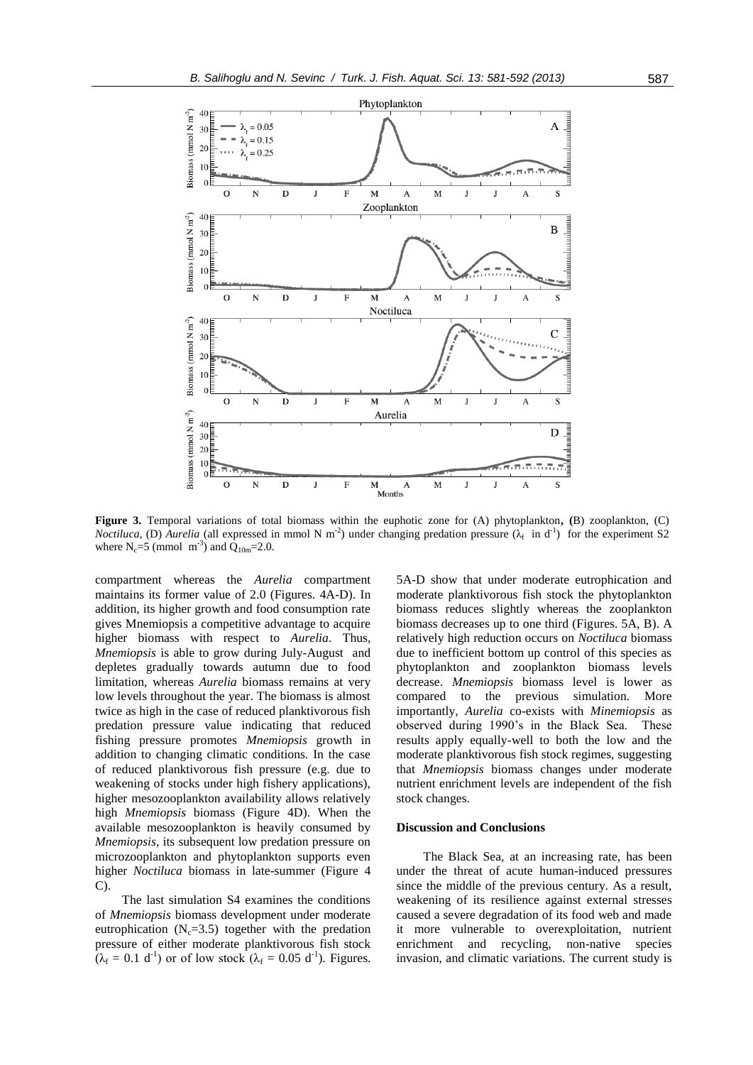**Figure 3.** Temporal variations of total biomass within the euphotic zone for (A) phytoplankton, (B) zooplankton, (C) *Noctiluca*, (D) *Aurelia* (all expressed in mmol N $m^{-2}$) under changing predation pressure ($\lambda_f$ in $d^{-1}$) for the experiment S2 where $N_c$=5 (mmol $m^{-3}$) and $Q_{10m}$=2.0.

compartment whereas the *Aurelia* compartment maintains its former value of 2.0 (Figures. 4A-D). In addition, its higher growth and food consumption rate gives Mnemiopsis a competitive advantage to acquire higher biomass with respect to *Aurelia*. Thus, *Mnemiopsis* is able to grow during July-August and depletes gradually towards autumn due to food limitation, whereas *Aurelia* biomass remains at very low levels throughout the year. The biomass is almost twice as high in the case of reduced planktivorous fish predation pressure value indicating that reduced fishing pressure promotes *Mnemiopsis* growth in addition to changing climatic conditions. In the case of reduced planktivorous fish pressure (e.g. due to weakening of stocks under high fishery applications), higher mesozooplankton availability allows relatively high *Mnemiopsis* biomass (Figure 4D). When the available mesozooplankton is heavily consumed by *Mnemiopsis*, its subsequent low predation pressure on microzooplankton and phytoplankton supports even higher *Noctiluca* biomass in late-summer (Figure 4 C).

The last simulation S4 examines the conditions of *Mnemiopsis* biomass development under moderate eutrophication ($N_c$=3.5) together with the predation pressure of either moderate planktivorous fish stock ($\lambda_f$ = 0.1 $d^{-1}$) or of low stock ($\lambda_f$ = 0.05 $d^{-1}$). Figures. 5A-D show that under moderate eutrophication and moderate planktivorous fish stock the phytoplankton biomass reduces slightly whereas the zooplankton biomass decreases up to one third (Figures. 5A, B). A relatively high reduction occurs on *Noctiluca* biomass due to inefficient bottom up control of this species as phytoplankton and zooplankton biomass levels decrease. *Mnemiopsis* biomass level is lower as compared to the previous simulation. More importantly, *Aurelia* co-exists with *Minemiopsis* as observed during 1990's in the Black Sea. These results apply equally-well to both the low and the moderate planktivorous fish stock regimes, suggesting that *Mnemiopsis* biomass changes under moderate nutrient enrichment levels are independent of the fish stock changes.

## Discussion and Conclusions

The Black Sea, at an increasing rate, has been under the threat of acute human-induced pressures since the middle of the previous century. As a result, weakening of its resilience against external stresses caused a severe degradation of its food web and made it more vulnerable to overexploitation, nutrient enrichment and recycling, non-native species invasion, and climatic variations. The current study is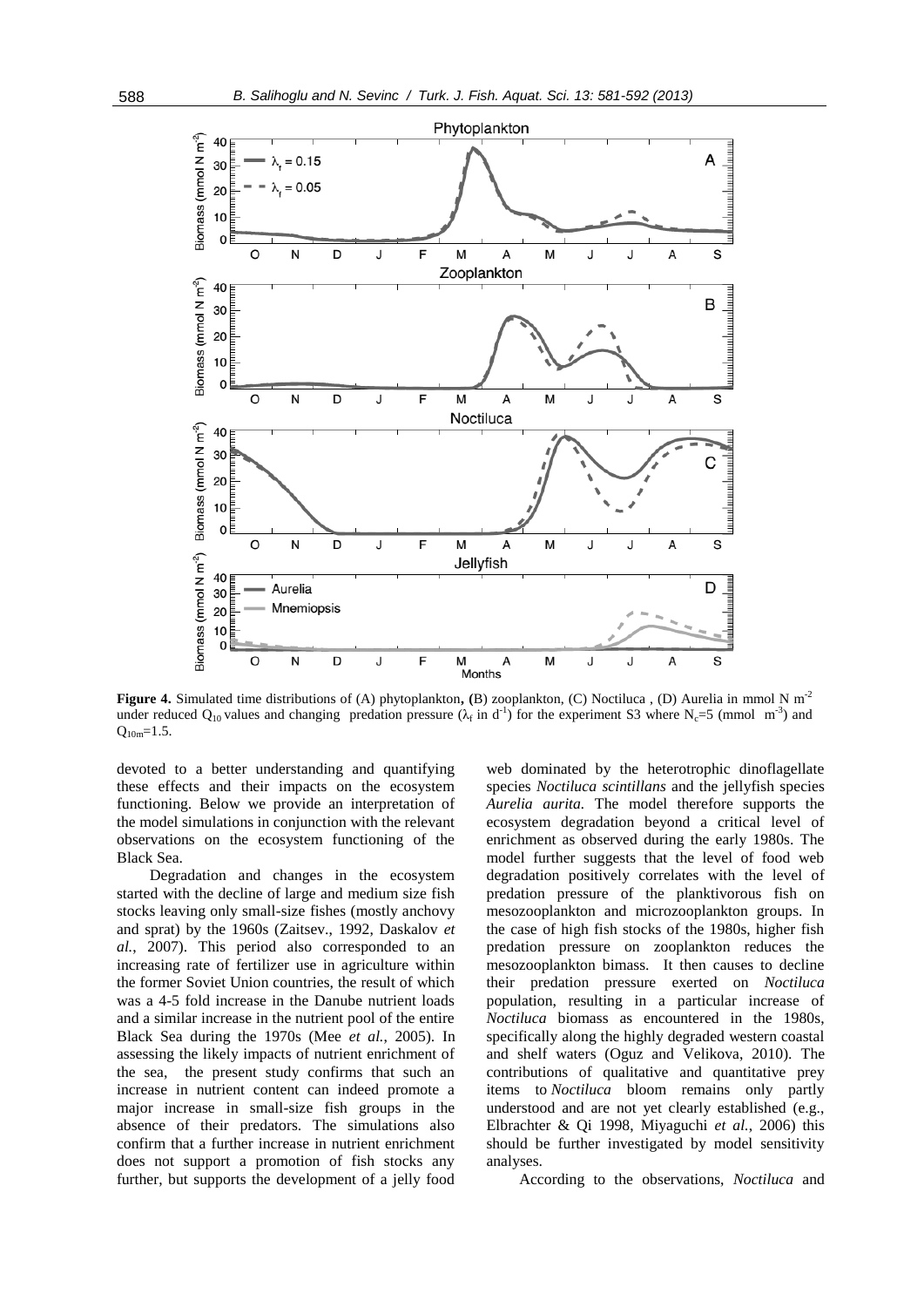**Figure 4.** Simulated time distributions of (A) phytoplankton, (B) zooplankton, (C) Noctiluca , (D) Aurelia in mmol N $m^{-2}$ under reduced $Q_{10}$ values and changing predation pressure ($\lambda_f$ in $d^{-1}$) for the experiment S3 where $N_c$=5 (mmol $m^{-3}$) and $Q_{10m}$=1.5.

devoted to a better understanding and quantifying these effects and their impacts on the ecosystem functioning. Below we provide an interpretation of the model simulations in conjunction with the relevant observations on the ecosystem functioning of the Black Sea.

Degradation and changes in the ecosystem started with the decline of large and medium size fish stocks leaving only small-size fishes (mostly anchovy and sprat) by the 1960s (Zaitsev., 1992, Daskalov *et al.*, 2007). This period also corresponded to an increasing rate of fertilizer use in agriculture within the former Soviet Union countries, the result of which was a 4-5 fold increase in the Danube nutrient loads and a similar increase in the nutrient pool of the entire Black Sea during the 1970s (Mee *et al.*, 2005). In assessing the likely impacts of nutrient enrichment of the sea, the present study confirms that such an increase in nutrient content can indeed promote a major increase in small-size fish groups in the absence of their predators. The simulations also confirm that a further increase in nutrient enrichment does not support a promotion of fish stocks any further, but supports the development of a jelly food web dominated by the heterotrophic dinoflagellate species *Noctiluca scintillans* and the jellyfish species *Aurelia aurita.* The model therefore supports the ecosystem degradation beyond a critical level of enrichment as observed during the early 1980s. The model further suggests that the level of food web degradation positively correlates with the level of predation pressure of the planktivorous fish on mesozooplankton and microzooplankton groups. In the case of high fish stocks of the 1980s, higher fish predation pressure on zooplankton reduces the mesozooplankton bimass. It then causes to decline their predation pressure exerted on *Noctiluca* population, resulting in a particular increase of *Noctiluca* biomass as encountered in the 1980s, specifically along the highly degraded western coastal and shelf waters (Oguz and Velikova, 2010). The contributions of qualitative and quantitative prey items to *Noctiluca* bloom remains only partly understood and are not yet clearly established (e.g., Elbrachter & Qi 1998, Miyaguchi *et al.*, 2006) this should be further investigated by model sensitivity analyses.

According to the observations, *Noctiluca* and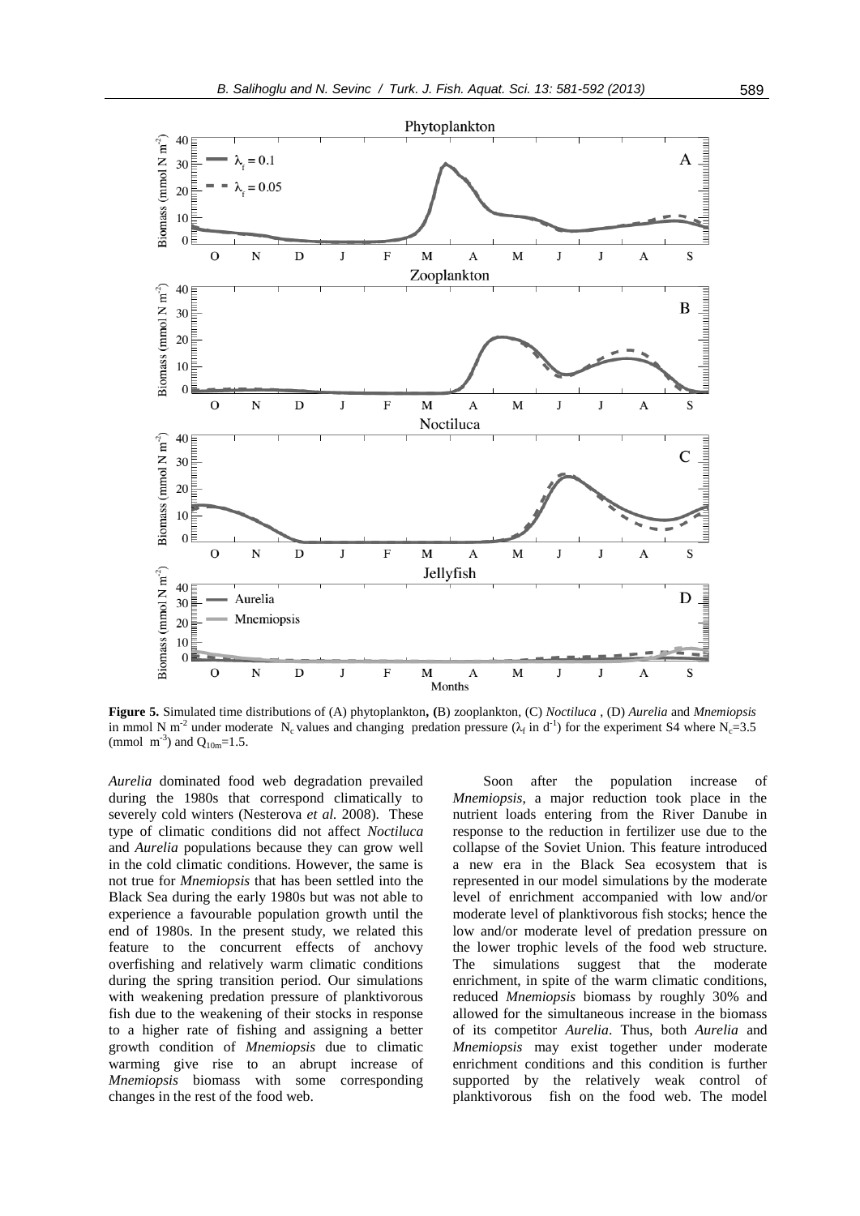**Figure 5.** Simulated time distributions of (A) phytoplankton, (B) zooplankton, (C) *Noctiluca* , (D) *Aurelia* and *Mnemiopsis* in mmol N m$^{-2}$ under moderate $N_c$ values and changing predation pressure ($\lambda_f$ in d$^{-1}$) for the experiment S4 where $N_c$=3.5 (mmol m$^{-3}$) and $Q_{10m}$=1.5.

*Aurelia* dominated food web degradation prevailed during the 1980s that correspond climatically to severely cold winters (Nesterova *et al.* 2008). These type of climatic conditions did not affect *Noctiluca* and *Aurelia* populations because they can grow well in the cold climatic conditions. However, the same is not true for *Mnemiopsis* that has been settled into the Black Sea during the early 1980s but was not able to experience a favourable population growth until the end of 1980s. In the present study, we related this feature to the concurrent effects of anchovy overfishing and relatively warm climatic conditions during the spring transition period. Our simulations with weakening predation pressure of planktivorous fish due to the weakening of their stocks in response to a higher rate of fishing and assigning a better growth condition of *Mnemiopsis* due to climatic warming give rise to an abrupt increase of *Mnemiopsis* biomass with some corresponding changes in the rest of the food web.

Soon after the population increase of *Mnemiopsis*, a major reduction took place in the nutrient loads entering from the River Danube in response to the reduction in fertilizer use due to the collapse of the Soviet Union. This feature introduced a new era in the Black Sea ecosystem that is represented in our model simulations by the moderate level of enrichment accompanied with low and/or moderate level of planktivorous fish stocks; hence the low and/or moderate level of predation pressure on the lower trophic levels of the food web structure. The simulations suggest that the moderate enrichment, in spite of the warm climatic conditions, reduced *Mnemiopsis* biomass by roughly 30% and allowed for the simultaneous increase in the biomass of its competitor *Aurelia*. Thus, both *Aurelia* and *Mnemiopsis* may exist together under moderate enrichment conditions and this condition is further supported by the relatively weak control of planktivorous fish on the food web. The model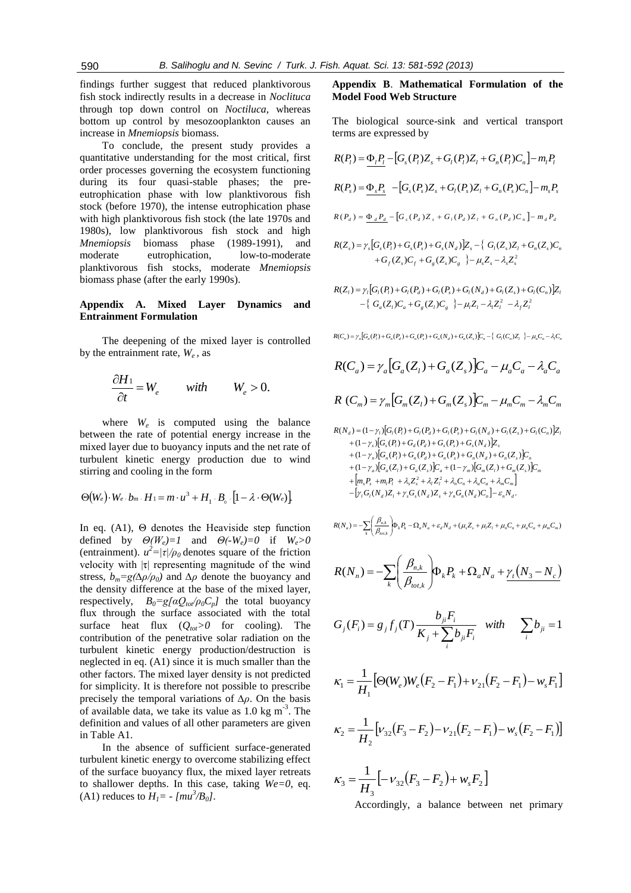findings further suggest that reduced planktivorous fish stock indirectly results in a decrease in *Nocliluca* through top down control on *Noctiluca*, whereas bottom up control by mesozooplankton causes an increase in *Mnemiopsis* biomass.

To conclude, the present study provides a quantitative understanding for the most critical, first order processes governing the ecosystem functioning during its four quasi-stable phases; the pre-eutrophication phase with low planktivorous fish stock (before 1970), the intense eutrophication phase with high planktivorous fish stock (the late 1970s and 1980s), low planktivorous fish stock and high *Mnemiopsis* biomass phase (1989-1991), and moderate eutrophication, low-to-moderate planktivorous fish stocks, moderate *Mnemiopsis* biomass phase (after the early 1990s).

## Appendix A. Mixed Layer Dynamics and Entrainment Formulation

The deepening of the mixed layer is controlled by the entrainment rate, $W_e$, as

$$\frac{\partial H_1}{\partial t} = W_e \qquad with \qquad W_e > 0.$$

where $W_e$ is computed using the balance between the rate of potential energy increase in the mixed layer due to buoyancy inputs and the net rate of turbulent kinetic energy production due to wind stirring and cooling in the form

$$\Theta(W_e) \cdot W_e \cdot b_m \cdot H_1 = m \cdot u^3 + H_1 \cdot B_0 \cdot [1 - \lambda \cdot \Theta(W_e)],$$

In eq. (A1), Θ denotes the Heaviside step function defined by $\Theta(W_e)=1$ and $\Theta(-W_e)=0$ if $W_e>0$ (entrainment). $u^2=|\tau|/\rho_0$ denotes square of the friction velocity with $|\tau|$ representing magnitude of the wind stress, $b_m=g(\Delta\rho/\rho_0)$ and $\Delta\rho$ denote the buoyancy and the density difference at the base of the mixed layer, respectively, $B_0=g[\alpha Q_{tot}/\rho_0 C_p]$ the total buoyancy flux through the surface associated with the total surface heat flux ($Q_{tot}>0$ for cooling). The contribution of the penetrative solar radiation on the turbulent kinetic energy production/destruction is neglected in eq. (A1) since it is much smaller than the other factors. The mixed layer density is not predicted for simplicity. It is therefore not possible to prescribe precisely the temporal variations of $\Delta\rho$. On the basis of available data, we take its value as 1.0 kg m$^{-3}$. The definition and values of all other parameters are given in Table A1.

In the absence of sufficient surface-generated turbulent kinetic energy to overcome stabilizing effect of the surface buoyancy flux, the mixed layer retreats to shallower depths. In this case, taking $We=0$, eq. (A1) reduces to $H_1= - [mu^3/B_0]$.

## Appendix B. Mathematical Formulation of the Model Food Web Structure

The biological source-sink and vertical transport terms are expressed by

$$R(P_l) = \underline{\Phi_l P_l} - [G_s(P_l)Z_s + G_l(P_l)Z_l + G_n(P_l)C_n] - m_l P_l$$

$$R(P_s) = \underline{\Phi_s P_s} - [G_s(P_s)Z_s + G_l(P_s)Z_l + G_n(P_s)C_n] - m_s P_s$$

$$R(P_d) = \underline{\Phi_d P_d} - [G_s(P_d)Z_s + G_l(P_d)Z_l + G_n(P_d)C_n] - m_d P_d$$

$$R(Z_s) = \gamma_s[G_s(P_l) + G_s(P_s) + G_s(N_d)]Z_s - \{ G_l(Z_s)Z_l + G_n(Z_s)C_n + G_f(Z_s)C_f + G_g(Z_s)C_g \} - \mu_s Z_s - \lambda_s Z_s^2$$

$$R(Z_l) = \gamma_l[G_l(P_l) + G_l(P_d) + G_l(P_s) + G_l(N_d) + G_l(Z_s) + G_l(C_n)]Z_l - \{ G_a(Z_l)C_a + G_g(Z_l)C_g \} - \mu_l Z_l - \lambda_l Z_l^2 - \lambda_f Z_l^2$$

$$R(C_n) = \gamma_n[G_n(P_l) + G_n(P_d) + G_n(P_s) + G_n(N_d) + G_n(Z_s)]C_n - \{ G_l(C_n)Z_l \} - \mu_n C_n - \lambda_l C_n$$

$$R(C_a) = \gamma_a[G_a(Z_l) + G_a(Z_s)]C_a - \mu_a C_a - \lambda_a C_a$$

$$R(C_m) = \gamma_m[G_m(Z_l) + G_m(Z_s)]C_m - \mu_m C_m - \lambda_m C_m$$

$$\begin{aligned} R(N_d) &= (1-\gamma_l)[G_l(P_l) + G_l(P_d) + G_l(P_s) + G_l(N_d) + G_l(Z_s) + G_l(C_n)]Z_l \\ &+ (1-\gamma_s)[G_s(P_l) + G_d(P_d) + G_s(P_s) + G_s(N_d)]Z_s \\ &+ (1-\gamma_n)[G_n(P_l) + G_n(P_d) + G_n(P_s) + G_n(N_d) + G_n(Z_s)]C_n \\ &+ (1-\gamma_a)[G_a(Z_l) + G_a(Z_s)]C_a + (1-\gamma_m)[G_m(Z_l) + G_m(Z_s)]C_m \\ &+ [m_s P_s + m_l P_l + \lambda_s Z_s^2 + \lambda_l Z_l^2 + \lambda_n C_n + \lambda_a C_a + \lambda_m C_m] \\ &- [\gamma_l G_l(N_d)Z_l + \gamma_s G_s(N_d)Z_s + \gamma_n G_n(N_d)C_n] - \varepsilon_n N_d. \end{aligned}$$

$$R(N_a) = -\sum_k \left(\frac{\beta_{a,k}}{\beta_{tot,k}}\right)\Phi_k P_k - \Omega_a N_a + \varepsilon_d N_d + (\mu_s Z_s + \mu_l Z_l + \mu_n C_n + \mu_a C_a + \mu_m C_m)$$

$$R(N_n) = -\sum_k \left(\frac{\beta_{n,k}}{\beta_{tot,k}}\right)\Phi_k P_k + \Omega_a N_a + \underline{\gamma_t(N_3 - N_c)}$$

$$G_j(F_i) = g_j f_j(T) \frac{b_{ji} F_i}{K_j + \sum_i b_{ji} F_i} \quad with \quad \sum_i b_{ji} = 1$$

$$\kappa_1 = \frac{1}{H_1}[\Theta(W_e)W_e(F_2 - F_1) + \nu_{21}(F_2 - F_1) - w_s F_1]$$

$$\kappa_2 = \frac{1}{H_2}[\nu_{32}(F_3 - F_2) - \nu_{21}(F_2 - F_1) - w_s(F_2 - F_1)]$$

$$\kappa_3 = \frac{1}{H_3}[-\nu_{32}(F_3 - F_2) + w_s F_2]$$

Accordingly, a balance between net primary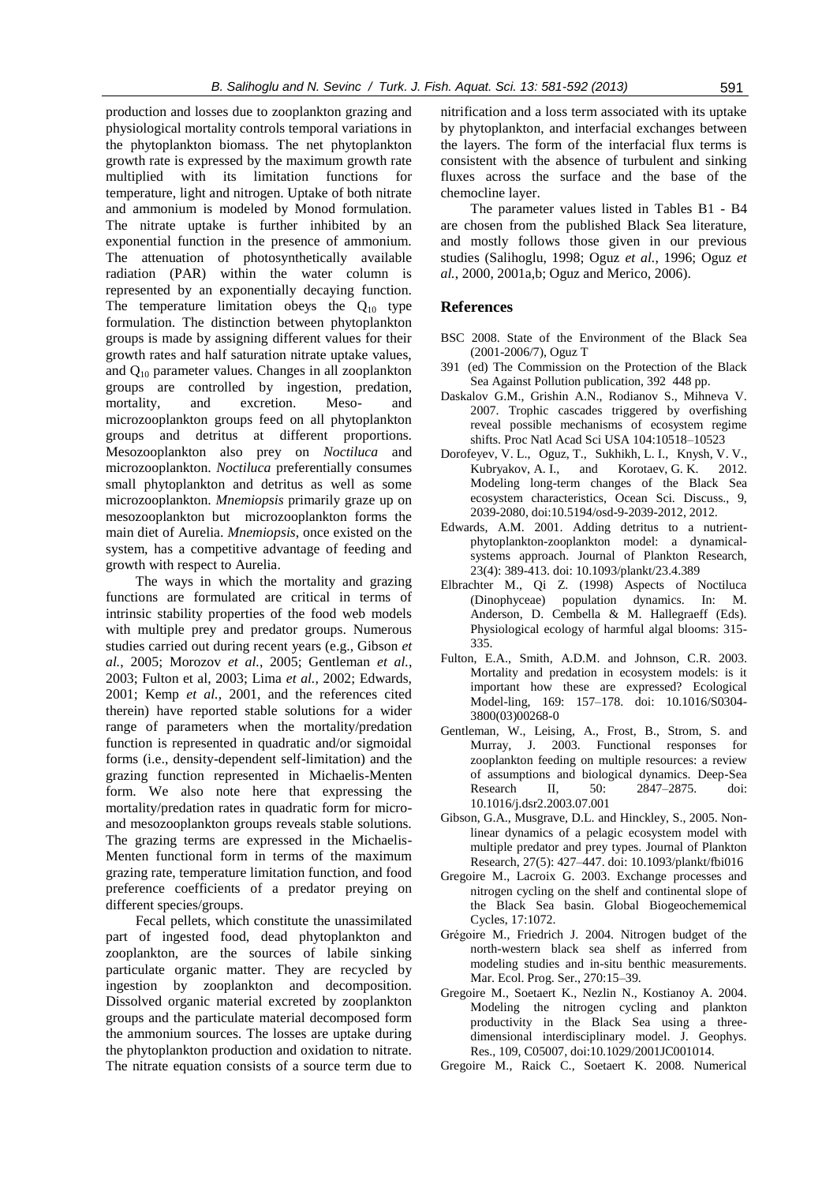production and losses due to zooplankton grazing and physiological mortality controls temporal variations in the phytoplankton biomass. The net phytoplankton growth rate is expressed by the maximum growth rate multiplied with its limitation functions for temperature, light and nitrogen. Uptake of both nitrate and ammonium is modeled by Monod formulation. The nitrate uptake is further inhibited by an exponential function in the presence of ammonium. The attenuation of photosynthetically available radiation (PAR) within the water column is represented by an exponentially decaying function. The temperature limitation obeys the $Q_{10}$ type formulation. The distinction between phytoplankton groups is made by assigning different values for their growth rates and half saturation nitrate uptake values, and $Q_{10}$ parameter values. Changes in all zooplankton groups are controlled by ingestion, predation, mortality, and excretion. Meso- and microzooplankton groups feed on all phytoplankton groups and detritus at different proportions. Mesozooplankton also prey on *Noctiluca* and microzooplankton. *Noctiluca* preferentially consumes small phytoplankton and detritus as well as some microzooplankton. *Mnemiopsis* primarily graze up on mesozooplankton but microzooplankton forms the main diet of Aurelia. *Mnemiopsis*, once existed on the system, has a competitive advantage of feeding and growth with respect to Aurelia.

The ways in which the mortality and grazing functions are formulated are critical in terms of intrinsic stability properties of the food web models with multiple prey and predator groups. Numerous studies carried out during recent years (e.g., Gibson *et al.*, 2005; Morozov *et al.*, 2005; Gentleman *et al.*, 2003; Fulton et al, 2003; Lima *et al.*, 2002; Edwards, 2001; Kemp *et al.*, 2001, and the references cited therein) have reported stable solutions for a wider range of parameters when the mortality/predation function is represented in quadratic and/or sigmoidal forms (i.e., density-dependent self-limitation) and the grazing function represented in Michaelis-Menten form. We also note here that expressing the mortality/predation rates in quadratic form for micro- and mesozooplankton groups reveals stable solutions. The grazing terms are expressed in the Michaelis-Menten functional form in terms of the maximum grazing rate, temperature limitation function, and food preference coefficients of a predator preying on different species/groups.

Fecal pellets, which constitute the unassimilated part of ingested food, dead phytoplankton and zooplankton, are the sources of labile sinking particulate organic matter. They are recycled by ingestion by zooplankton and decomposition. Dissolved organic material excreted by zooplankton groups and the particulate material decomposed form the ammonium sources. The losses are uptake during the phytoplankton production and oxidation to nitrate. The nitrate equation consists of a source term due to nitrification and a loss term associated with its uptake by phytoplankton, and interfacial exchanges between the layers. The form of the interfacial flux terms is consistent with the absence of turbulent and sinking fluxes across the surface and the base of the chemocline layer.

The parameter values listed in Tables B1 - B4 are chosen from the published Black Sea literature, and mostly follows those given in our previous studies (Salihoglu, 1998; Oguz *et al.*, 1996; Oguz *et al.*, 2000, 2001a,b; Oguz and Merico, 2006).

## References

BSC 2008. State of the Environment of the Black Sea (2001-2006/7), Oguz T
391 (ed) The Commission on the Protection of the Black Sea Against Pollution publication, 392 448 pp.

Daskalov G.M., Grishin A.N., Rodianov S., Mihneva V. 2007. Trophic cascades triggered by overfishing reveal possible mechanisms of ecosystem regime shifts. Proc Natl Acad Sci USA 104:10518–10523

Dorofeyev, V. L., Oguz, T., Sukhikh, L. I., Knysh, V. V., Kubryakov, A. I., and Korotaev, G. K. 2012. Modeling long-term changes of the Black Sea ecosystem characteristics, Ocean Sci. Discuss., 9, 2039-2080, doi:10.5194/osd-9-2039-2012, 2012.

Edwards, A.M. 2001. Adding detritus to a nutrient-phytoplankton-zooplankton model: a dynamical-systems approach. Journal of Plankton Research, 23(4): 389-413. doi: 10.1093/plankt/23.4.389

Elbrachter M., Qi Z. (1998) Aspects of Noctiluca (Dinophyceae) population dynamics. In: M. Anderson, D. Cembella & M. Hallegraeff (Eds). Physiological ecology of harmful algal blooms: 315-335.

Fulton, E.A., Smith, A.D.M. and Johnson, C.R. 2003. Mortality and predation in ecosystem models: is it important how these are expressed? Ecological Model-ling, 169: 157–178. doi: 10.1016/S0304-3800(03)00268-0

Gentleman, W., Leising, A., Frost, B., Strom, S. and Murray, J. 2003. Functional responses for zooplankton feeding on multiple resources: a review of assumptions and biological dynamics. Deep-Sea Research II, 50: 2847–2875. doi: 10.1016/j.dsr2.2003.07.001

Gibson, G.A., Musgrave, D.L. and Hinckley, S., 2005. Non-linear dynamics of a pelagic ecosystem model with multiple predator and prey types. Journal of Plankton Research, 27(5): 427–447. doi: 10.1093/plankt/fbi016

Gregoire M., Lacroix G. 2003. Exchange processes and nitrogen cycling on the shelf and continental slope of the Black Sea basin. Global Biogeochememical Cycles, 17:1072.

Grégoire M., Friedrich J. 2004. Nitrogen budget of the north-western black sea shelf as inferred from modeling studies and in-situ benthic measurements. Mar. Ecol. Prog. Ser., 270:15–39.

Gregoire M., Soetaert K., Nezlin N., Kostianoy A. 2004. Modeling the nitrogen cycling and plankton productivity in the Black Sea using a three-dimensional interdisciplinary model. J. Geophys. Res., 109, C05007, doi:10.1029/2001JC001014.

Gregoire M., Raick C., Soetaert K. 2008. Numerical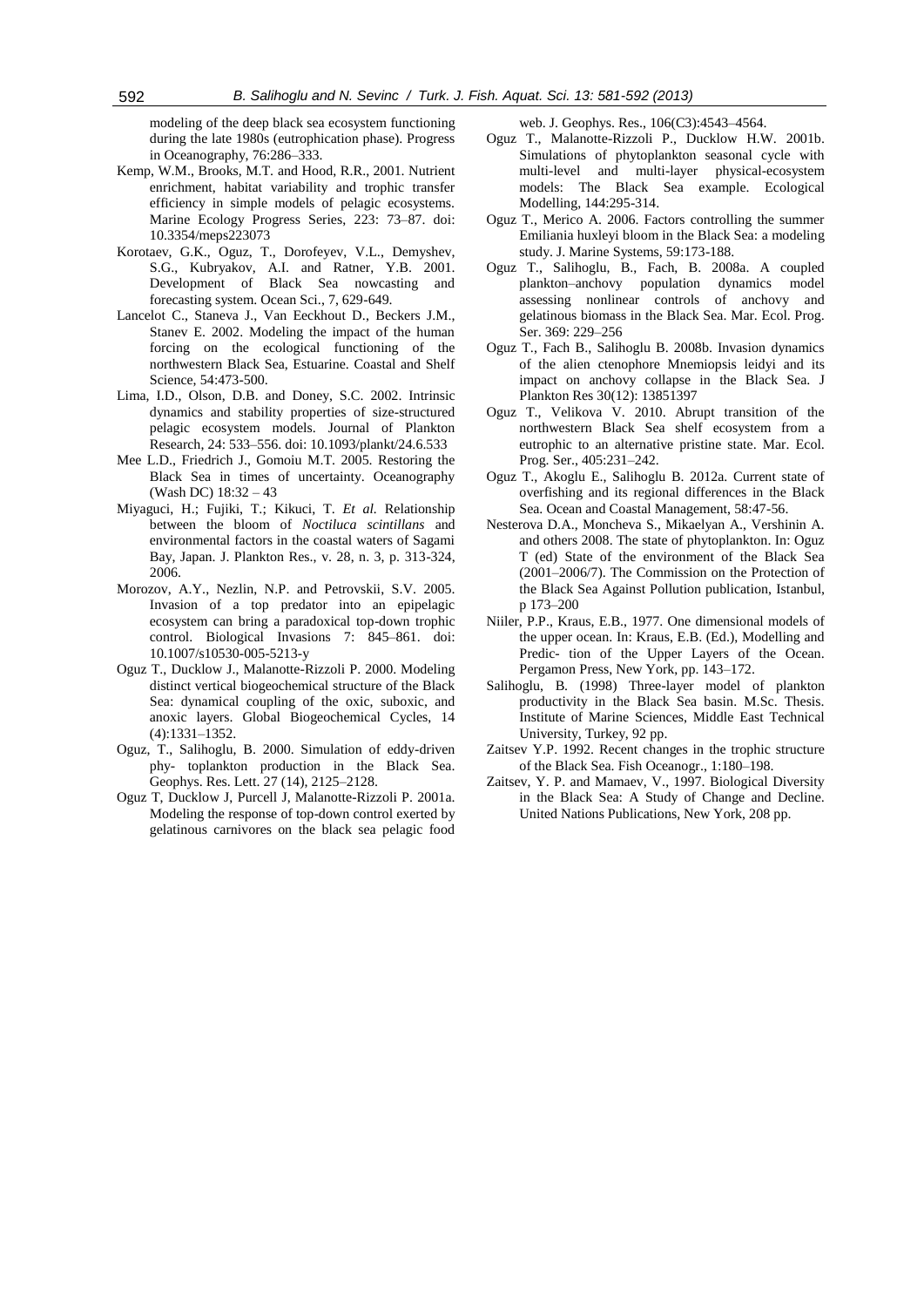modeling of the deep black sea ecosystem functioning during the late 1980s (eutrophication phase). Progress in Oceanography, 76:286–333.

Kemp, W.M., Brooks, M.T. and Hood, R.R., 2001. Nutrient enrichment, habitat variability and trophic transfer efficiency in simple models of pelagic ecosystems. Marine Ecology Progress Series, 223: 73–87. doi: 10.3354/meps223073

Korotaev, G.K., Oguz, T., Dorofeyev, V.L., Demyshev, S.G., Kubryakov, A.I. and Ratner, Y.B. 2001. Development of Black Sea nowcasting and forecasting system. Ocean Sci., 7, 629-649.

Lancelot C., Staneva J., Van Eeckhout D., Beckers J.M., Stanev E. 2002. Modeling the impact of the human forcing on the ecological functioning of the northwestern Black Sea, Estuarine. Coastal and Shelf Science, 54:473-500.

Lima, I.D., Olson, D.B. and Doney, S.C. 2002. Intrinsic dynamics and stability properties of size-structured pelagic ecosystem models. Journal of Plankton Research, 24: 533–556. doi: 10.1093/plankt/24.6.533

Mee L.D., Friedrich J., Gomoiu M.T. 2005. Restoring the Black Sea in times of uncertainty. Oceanography (Wash DC) 18:32 – 43

Miyaguci, H.; Fujiki, T.; Kikuci, T. *Et al.* Relationship between the bloom of *Noctiluca scintillans* and environmental factors in the coastal waters of Sagami Bay, Japan. J. Plankton Res., v. 28, n. 3, p. 313-324, 2006.

Morozov, A.Y., Nezlin, N.P. and Petrovskii, S.V. 2005. Invasion of a top predator into an epipelagic ecosystem can bring a paradoxical top-down trophic control. Biological Invasions 7: 845–861. doi: 10.1007/s10530-005-5213-y

Oguz T., Ducklow J., Malanotte-Rizzoli P. 2000. Modeling distinct vertical biogeochemical structure of the Black Sea: dynamical coupling of the oxic, suboxic, and anoxic layers. Global Biogeochemical Cycles, 14 (4):1331–1352.

Oguz, T., Salihoglu, B. 2000. Simulation of eddy-driven phy- toplankton production in the Black Sea. Geophys. Res. Lett. 27 (14), 2125–2128.

Oguz T, Ducklow J, Purcell J, Malanotte-Rizzoli P. 2001a. Modeling the response of top-down control exerted by gelatinous carnivores on the black sea pelagic food web. J. Geophys. Res., 106(C3):4543–4564.

Oguz T., Malanotte-Rizzoli P., Ducklow H.W. 2001b. Simulations of phytoplankton seasonal cycle with multi-level and multi-layer physical-ecosystem models: The Black Sea example. Ecological Modelling, 144:295-314.

Oguz T., Merico A. 2006. Factors controlling the summer Emiliania huxleyi bloom in the Black Sea: a modeling study. J. Marine Systems, 59:173-188.

Oguz T., Salihoglu, B., Fach, B. 2008a. A coupled plankton–anchovy population dynamics model assessing nonlinear controls of anchovy and gelatinous biomass in the Black Sea. Mar. Ecol. Prog. Ser. 369: 229–256

Oguz T., Fach B., Salihoglu B. 2008b. Invasion dynamics of the alien ctenophore Mnemiopsis leidyi and its impact on anchovy collapse in the Black Sea. J Plankton Res 30(12): 13851397

Oguz T., Velikova V. 2010. Abrupt transition of the northwestern Black Sea shelf ecosystem from a eutrophic to an alternative pristine state. Mar. Ecol. Prog. Ser., 405:231–242.

Oguz T., Akoglu E., Salihoglu B. 2012a. Current state of overfishing and its regional differences in the Black Sea. Ocean and Coastal Management, 58:47-56.

Nesterova D.A., Moncheva S., Mikaelyan A., Vershinin A. and others 2008. The state of phytoplankton. In: Oguz T (ed) State of the environment of the Black Sea (2001–2006/7). The Commission on the Protection of the Black Sea Against Pollution publication, Istanbul, p 173–200

Niiler, P.P., Kraus, E.B., 1977. One dimensional models of the upper ocean. In: Kraus, E.B. (Ed.), Modelling and Predic- tion of the Upper Layers of the Ocean. Pergamon Press, New York, pp. 143–172.

Salihoglu, B. (1998) Three-layer model of plankton productivity in the Black Sea basin. M.Sc. Thesis. Institute of Marine Sciences, Middle East Technical University, Turkey, 92 pp.

Zaitsev Y.P. 1992. Recent changes in the trophic structure of the Black Sea. Fish Oceanogr., 1:180–198.

Zaitsev, Y. P. and Mamaev, V., 1997. Biological Diversity in the Black Sea: A Study of Change and Decline. United Nations Publications, New York, 208 pp.